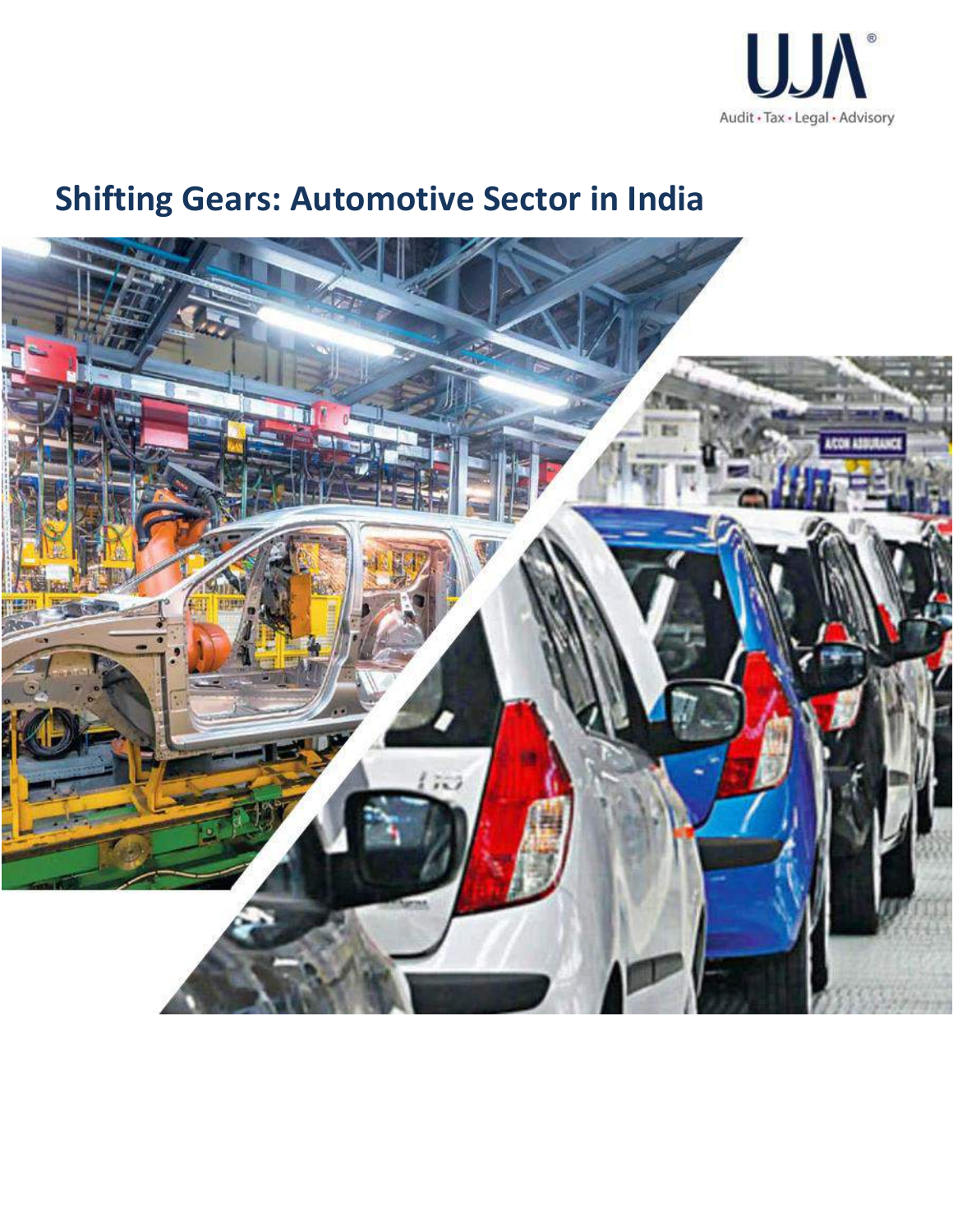UJA
Audit • Tax • Legal • Advisory

# Shifting Gears: Automotive Sector in India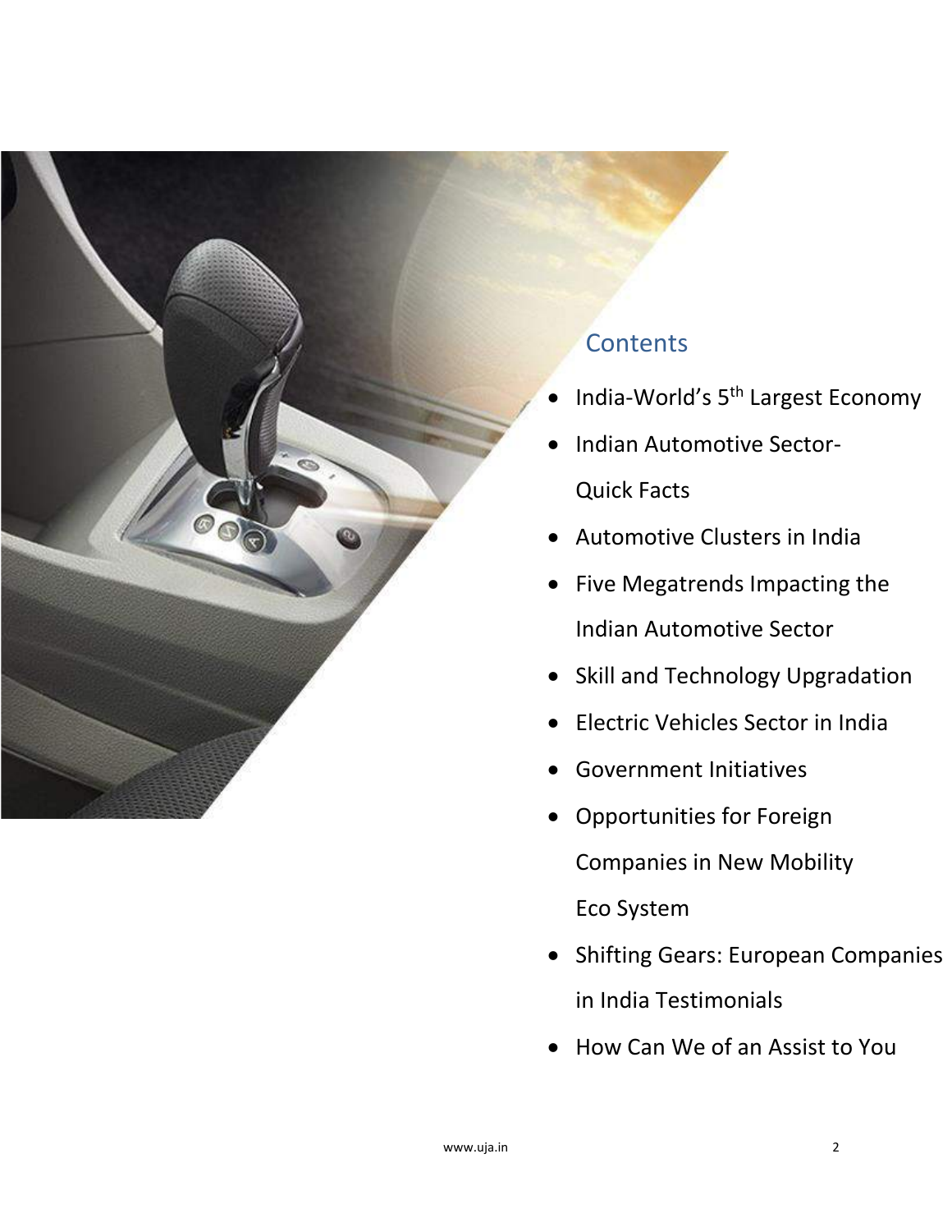## Contents

- India-World's 5th Largest Economy
- Indian Automotive Sector-Quick Facts
- Automotive Clusters in India
- Five Megatrends Impacting the Indian Automotive Sector
- Skill and Technology Upgradation
- Electric Vehicles Sector in India
- Government Initiatives
- Opportunities for Foreign Companies in New Mobility Eco System
- Shifting Gears: European Companies in India Testimonials
- How Can We of an Assist to You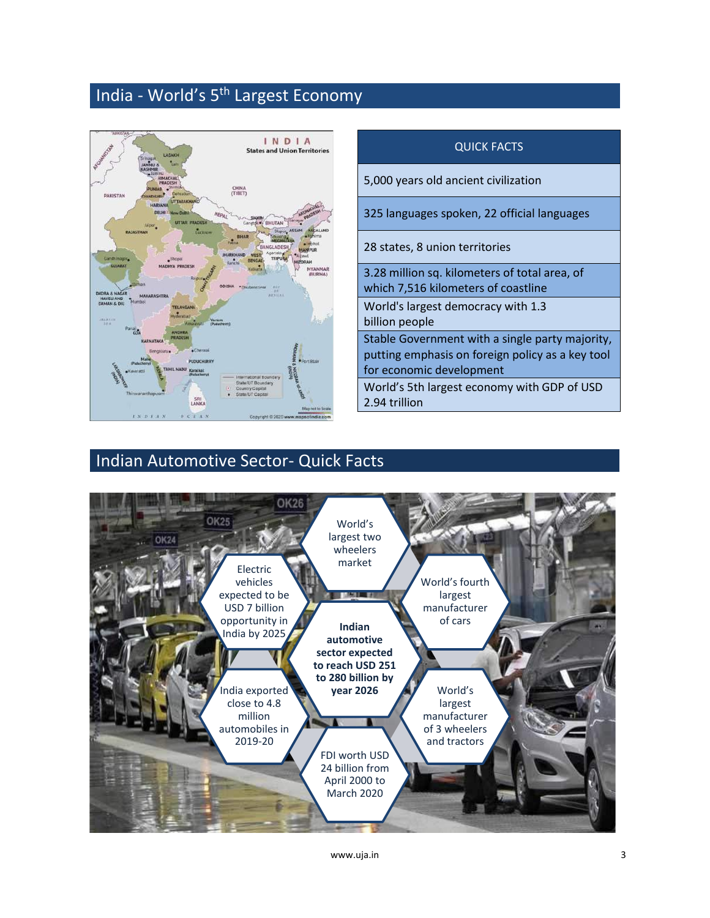## India - World's 5th Largest Economy

| QUICK FACTS |
| --- |
| 5,000 years old ancient civilization |
| 325 languages spoken, 22 official languages |
| 28 states, 8 union territories |
| 3.28 million sq. kilometers of total area, of which 7,516 kilometers of coastline |
| World's largest democracy with 1.3 billion people |
| Stable Government with a single party majority, putting emphasis on foreign policy as a key tool for economic development |
| World's 5th largest economy with GDP of USD 2.94 trillion |

## Indian Automotive Sector- Quick Facts

- **Indian automotive sector expected to reach USD 251 to 280 billion by year 2026**
- World's largest two wheelers market
- World's fourth largest manufacturer of cars
- World's largest manufacturer of 3 wheelers and tractors
- FDI worth USD 24 billion from April 2000 to March 2020
- India exported close to 4.8 million automobiles in 2019-20
- Electric vehicles expected to be USD 7 billion opportunity in India by 2025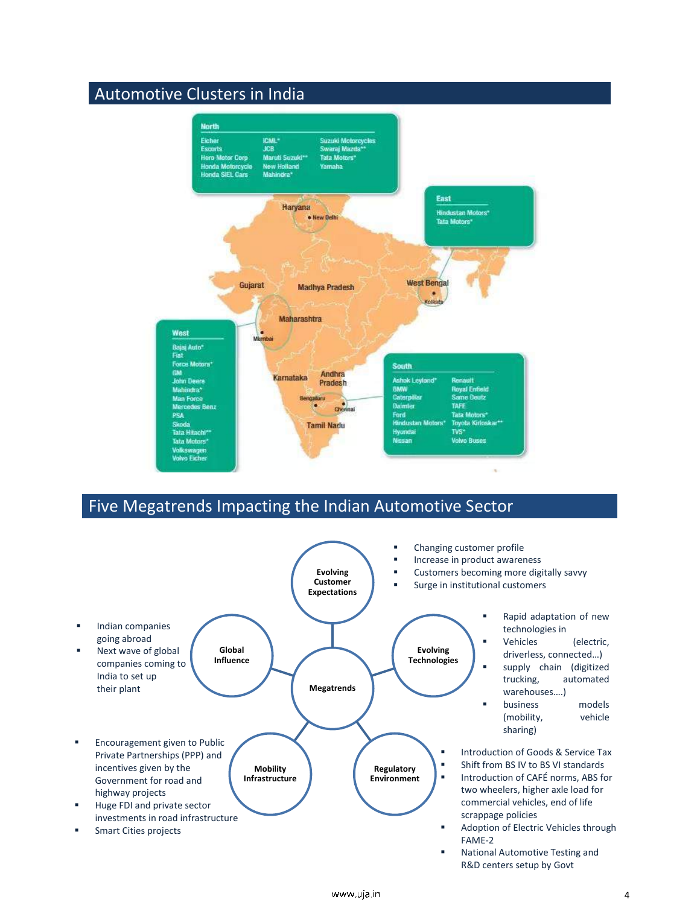## Automotive Clusters in India

**North**

Eicher, Escorts, Hero Motor Corp, Honda Motorcycle, Honda SIEL Cars, ICML*, JCB, Maruti Suzuki**, New Holland, Mahindra*, Suzuki Motorcycles, Swaraj Mazda**, Tata Motors*, Yamaha

**East**

Hindustan Motors*, Tata Motors*

**West**

Bajaj Auto*, Fiat, Force Motors*, GM, John Deere, Mahindra*, Man Force, Mercedes Benz, PSA, Skoda, Tata Hitachi**, Tata Motors*, Volkswagen, Volvo Eicher

**South**

Ashok Leyland*, BMW, Caterpillar, Daimler, Ford, Hindustan Motors*, Hyundai, Nissan, Renault, Royal Enfield, Same Deutz, TAFE, Tata Motors*, Toyota Kirloskar**, TVS*, Volvo Buses

Haryana · New Delhi · Gujarat · Madhya Pradesh · West Bengal · Kolkata · Maharashtra · Mumbai · Karnataka · Andhra Pradesh · Bengaluru · Chennai · Tamil Nadu

## Five Megatrends Impacting the Indian Automotive Sector

**Megatrends**

**Evolving Customer Expectations**

- Changing customer profile
- Increase in product awareness
- Customers becoming more digitally savvy
- Surge in institutional customers

**Global Influence**

- Indian companies going abroad
- Next wave of global companies coming to India to set up their plant

**Evolving Technologies**

- Rapid adaptation of new technologies in
- Vehicles (electric, driverless, connected…)
- supply chain (digitized trucking, automated warehouses….)
- business models (mobility, vehicle sharing)

**Mobility Infrastructure**

- Encouragement given to Public Private Partnerships (PPP) and incentives given by the Government for road and highway projects
- Huge FDI and private sector investments in road infrastructure
- Smart Cities projects

**Regulatory Environment**

- Introduction of Goods & Service Tax
- Shift from BS IV to BS VI standards
- Introduction of CAFÉ norms, ABS for two wheelers, higher axle load for commercial vehicles, end of life scrappage policies
- Adoption of Electric Vehicles through FAME-2
- National Automotive Testing and R&D centers setup by Govt

www.uja.in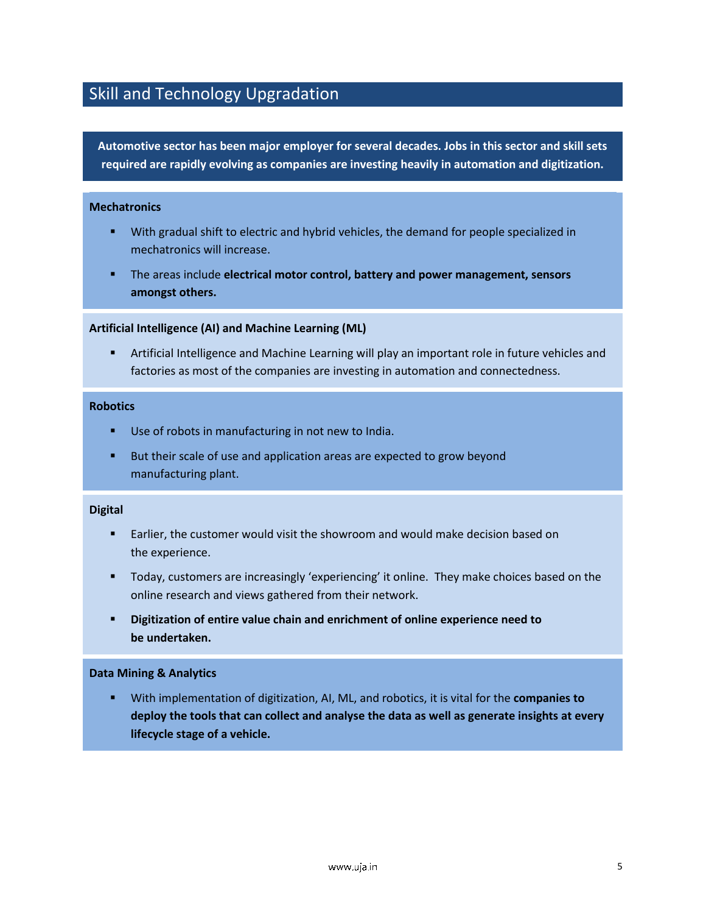## Skill and Technology Upgradation

**Automotive sector has been major employer for several decades. Jobs in this sector and skill sets required are rapidly evolving as companies are investing heavily in automation and digitization.**

**Mechatronics**

- With gradual shift to electric and hybrid vehicles, the demand for people specialized in mechatronics will increase.
- The areas include **electrical motor control, battery and power management, sensors amongst others.**

**Artificial Intelligence (AI) and Machine Learning (ML)**

- Artificial Intelligence and Machine Learning will play an important role in future vehicles and factories as most of the companies are investing in automation and connectedness.

**Robotics**

- Use of robots in manufacturing in not new to India.
- But their scale of use and application areas are expected to grow beyond manufacturing plant.

**Digital**

- Earlier, the customer would visit the showroom and would make decision based on the experience.
- Today, customers are increasingly 'experiencing' it online. They make choices based on the online research and views gathered from their network.
- **Digitization of entire value chain and enrichment of online experience need to be undertaken.**

**Data Mining & Analytics**

- With implementation of digitization, AI, ML, and robotics, it is vital for the **companies to deploy the tools that can collect and analyse the data as well as generate insights at every lifecycle stage of a vehicle.**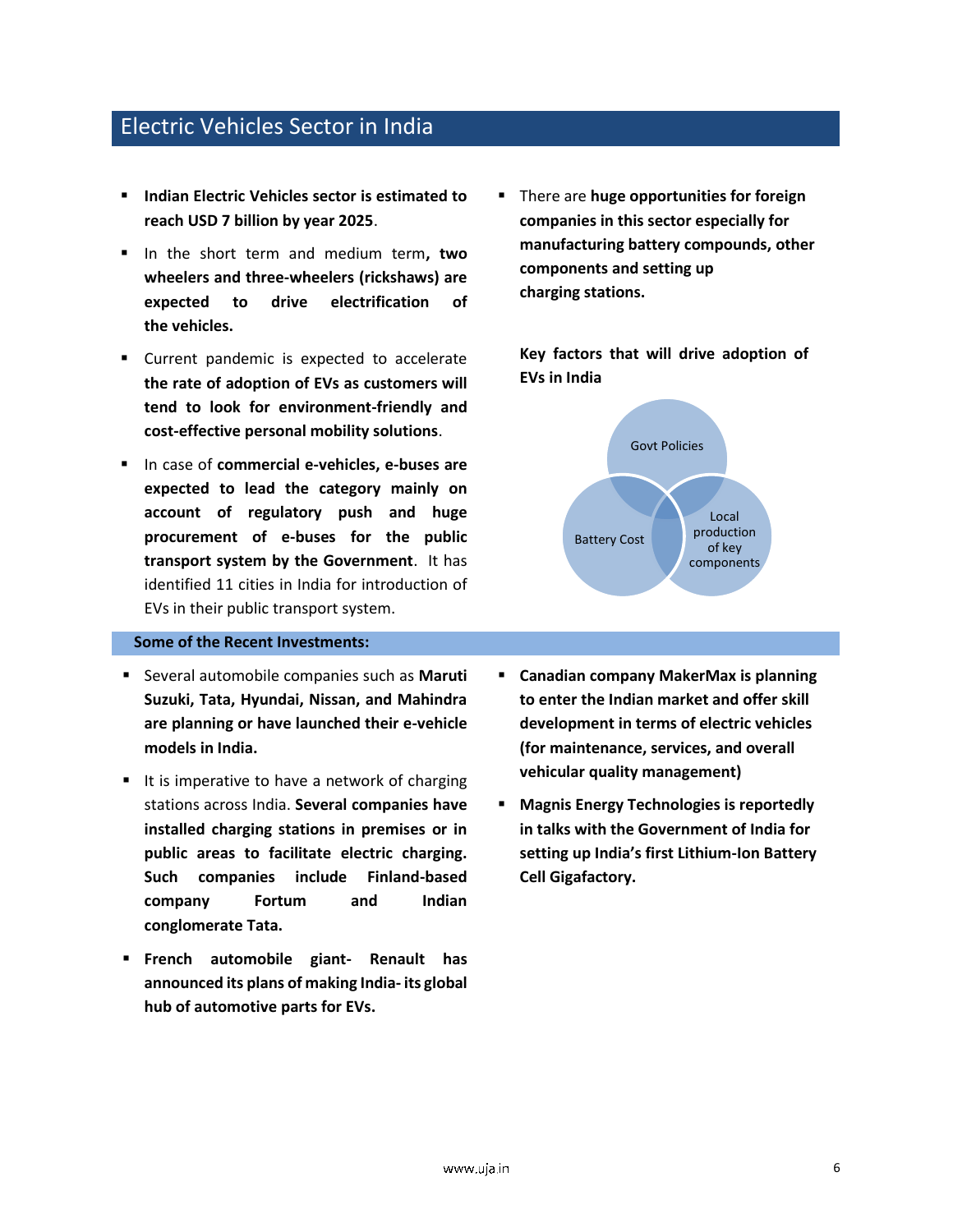# Electric Vehicles Sector in India

- **Indian Electric Vehicles sector is estimated to reach USD 7 billion by year 2025**.
- In the short term and medium term**, two wheelers and three-wheelers (rickshaws) are expected to drive electrification of the vehicles.**
- Current pandemic is expected to accelerate **the rate of adoption of EVs as customers will tend to look for environment-friendly and cost-effective personal mobility solutions**.
- In case of **commercial e-vehicles, e-buses are expected to lead the category mainly on account of regulatory push and huge procurement of e-buses for the public transport system by the Government**. It has identified 11 cities in India for introduction of EVs in their public transport system.
- There are **huge opportunities for foreign companies in this sector especially for manufacturing battery compounds, other components and setting up charging stations.**

**Key factors that will drive adoption of EVs in India**

- Govt Policies
- Battery Cost
- Local production of key components

## Some of the Recent Investments:

- Several automobile companies such as **Maruti Suzuki, Tata, Hyundai, Nissan, and Mahindra are planning or have launched their e-vehicle models in India.**
- It is imperative to have a network of charging stations across India. **Several companies have installed charging stations in premises or in public areas to facilitate electric charging. Such companies include Finland-based company Fortum and Indian conglomerate Tata.**
- **French automobile giant- Renault has announced its plans of making India- its global hub of automotive parts for EVs.**
- **Canadian company MakerMax is planning to enter the Indian market and offer skill development in terms of electric vehicles (for maintenance, services, and overall vehicular quality management)**
- **Magnis Energy Technologies is reportedly in talks with the Government of India for setting up India's first Lithium-Ion Battery Cell Gigafactory.**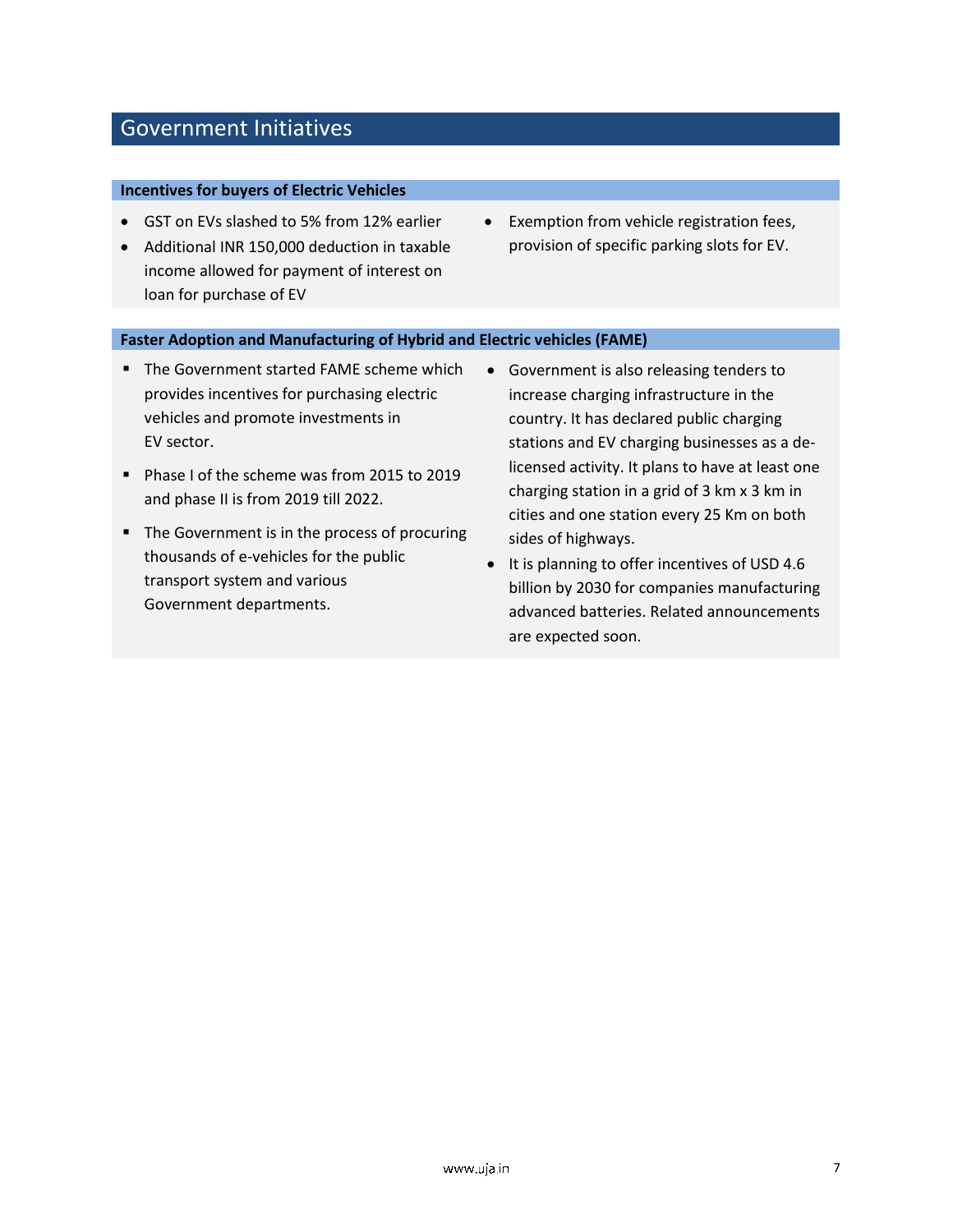# Government Initiatives

### Incentives for buyers of Electric Vehicles

- GST on EVs slashed to 5% from 12% earlier
- Additional INR 150,000 deduction in taxable income allowed for payment of interest on loan for purchase of EV
- Exemption from vehicle registration fees, provision of specific parking slots for EV.

### Faster Adoption and Manufacturing of Hybrid and Electric vehicles (FAME)

- The Government started FAME scheme which provides incentives for purchasing electric vehicles and promote investments in EV sector.
- Phase I of the scheme was from 2015 to 2019 and phase II is from 2019 till 2022.
- The Government is in the process of procuring thousands of e-vehicles for the public transport system and various Government departments.
- Government is also releasing tenders to increase charging infrastructure in the country. It has declared public charging stations and EV charging businesses as a de-licensed activity. It plans to have at least one charging station in a grid of 3 km x 3 km in cities and one station every 25 Km on both sides of highways.
- It is planning to offer incentives of USD 4.6 billion by 2030 for companies manufacturing advanced batteries. Related announcements are expected soon.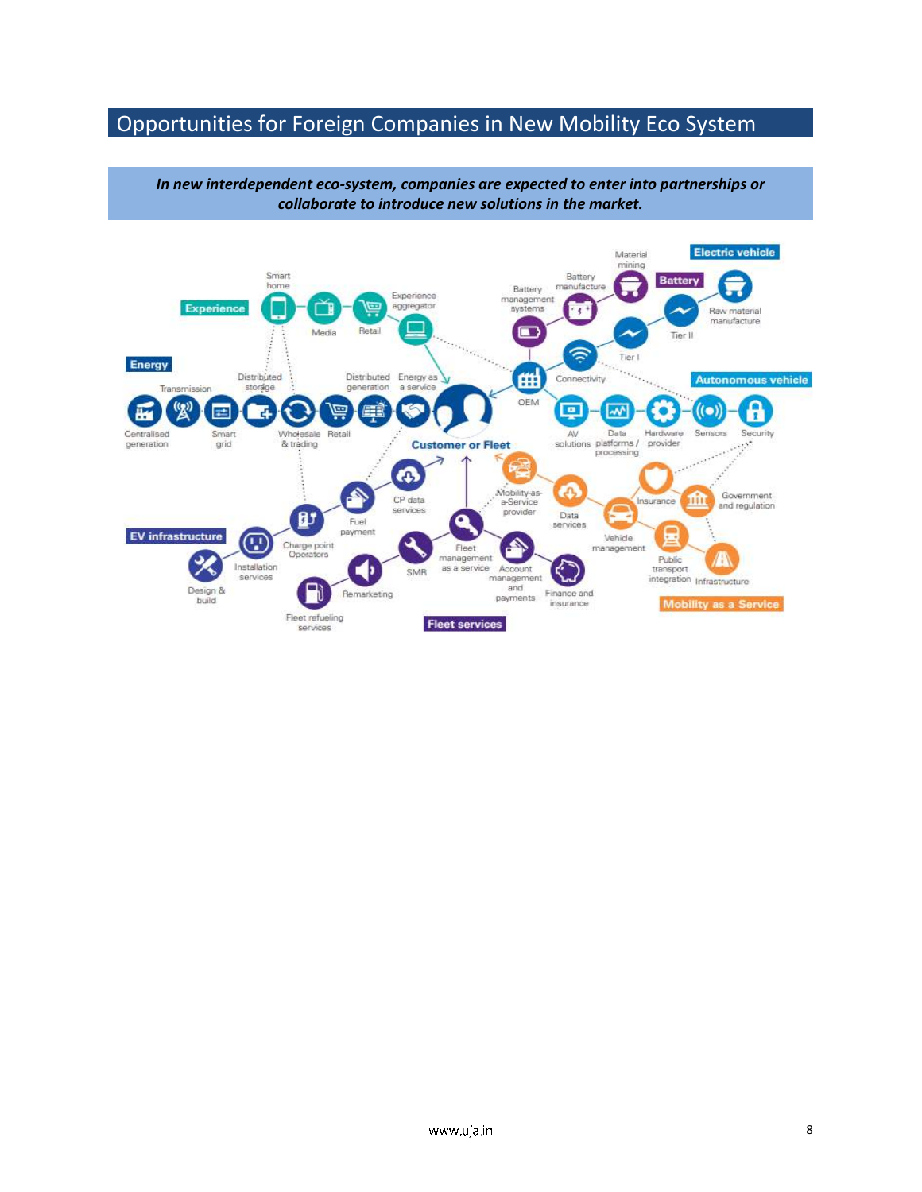# Opportunities for Foreign Companies in New Mobility Eco System

***In new interdependent eco-system, companies are expected to enter into partnerships or collaborate to introduce new solutions in the market.***

**Experience**: Smart home, Media, Retail, Experience aggregator

**Energy**: Centralised generation, Transmission, Smart grid, Distributed storage, Wholesale & trading, Retail, Distributed generation, Energy as a service

**Customer or Fleet**

**Electric vehicle**: OEM, Connectivity, Tier I, Tier II

**Battery**: Battery management systems, Battery manufacture, Material mining, Raw material manufacture

**Autonomous vehicle**: AV solutions, Data platforms / processing, Hardware provider, Sensors, Security

**EV infrastructure**: Design & build, Installation services, Charge point Operators, Fuel payment, CP data services

**Fleet services**: Fleet refueling services, Remarketing, SMR, Fleet management as a service, Account management and payments, Finance and insurance

**Mobility as a Service**: Mobility-as-a-Service provider, Data services, Vehicle management, Insurance, Government and regulation, Public transport integration, Infrastructure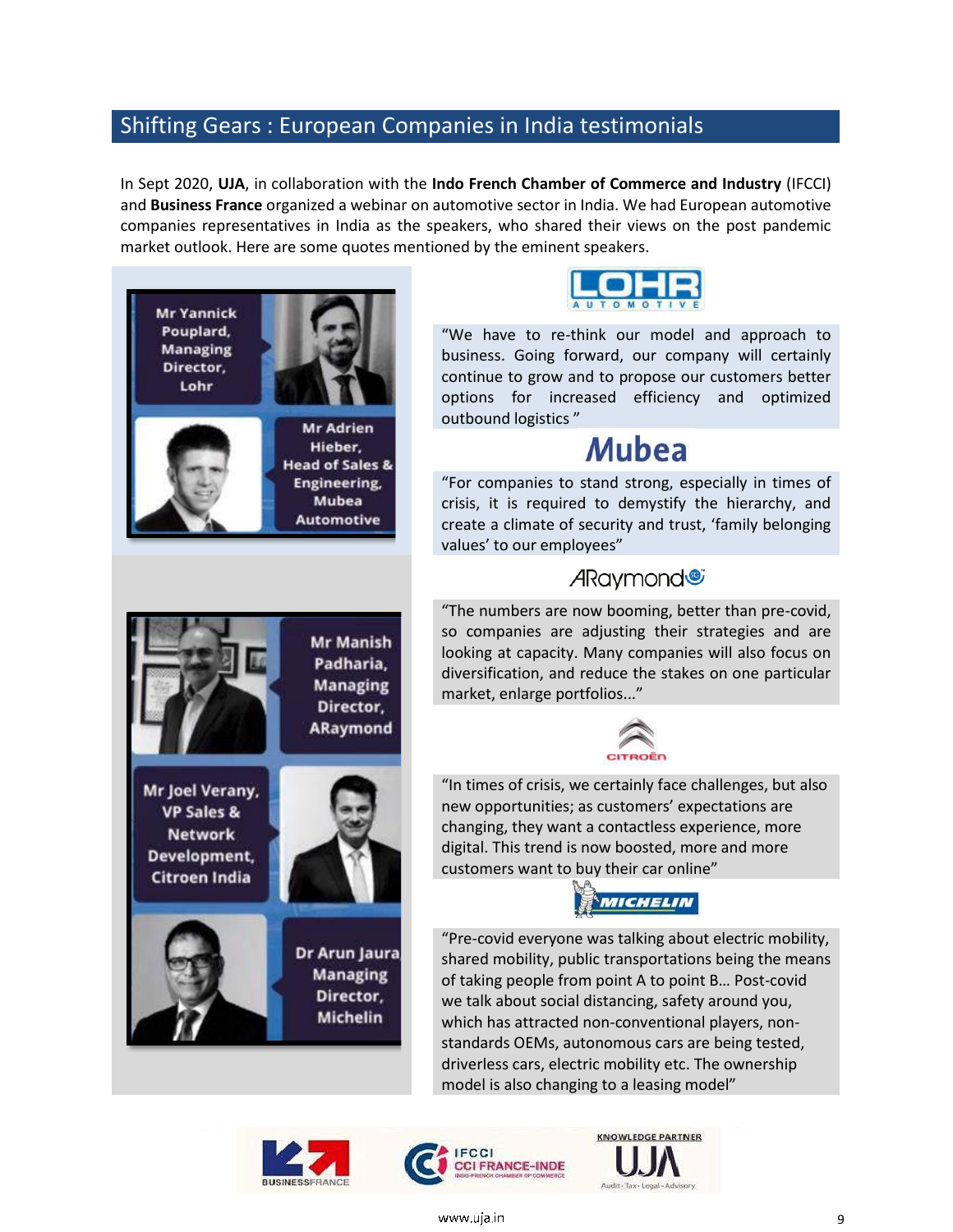## Shifting Gears : European Companies in India testimonials

In Sept 2020, **UJA**, in collaboration with the **Indo French Chamber of Commerce and Industry** (IFCCI) and **Business France** organized a webinar on automotive sector in India. We had European automotive companies representatives in India as the speakers, who shared their views on the post pandemic market outlook. Here are some quotes mentioned by the eminent speakers.

Mr Yannick Pouplard, Managing Director, Lohr

Mr Adrien Hieber, Head of Sales & Engineering, Mubea Automotive

Mr Manish Padharia, Managing Director, ARaymond

Mr Joel Verany, VP Sales & Network Development, Citroen India

Dr Arun Jaura Managing Director, Michelin

**LOHR AUTOMOTIVE**

"We have to re-think our model and approach to business. Going forward, our company will certainly continue to grow and to propose our customers better options for increased efficiency and optimized outbound logistics "

**Mubea**

"For companies to stand strong, especially in times of crisis, it is required to demystify the hierarchy, and create a climate of security and trust, 'family belonging values' to our employees"

**ARaymond**

"The numbers are now booming, better than pre-covid, so companies are adjusting their strategies and are looking at capacity. Many companies will also focus on diversification, and reduce the stakes on one particular market, enlarge portfolios..."

**CITROËN**

"In times of crisis, we certainly face challenges, but also new opportunities; as customers' expectations are changing, they want a contactless experience, more digital. This trend is now boosted, more and more customers want to buy their car online"

**MICHELIN**

"Pre-covid everyone was talking about electric mobility, shared mobility, public transportations being the means of taking people from point A to point B… Post-covid we talk about social distancing, safety around you, which has attracted non-conventional players, non-standards OEMs, autonomous cars are being tested, driverless cars, electric mobility etc. The ownership model is also changing to a leasing model"

BUSINESSFRANCE | IFCCI CCI FRANCE-INDE INDO-FRENCH CHAMBER OF COMMERCE | KNOWLEDGE PARTNER UJA Audit - Tax - Legal - Advisory

www.uja.in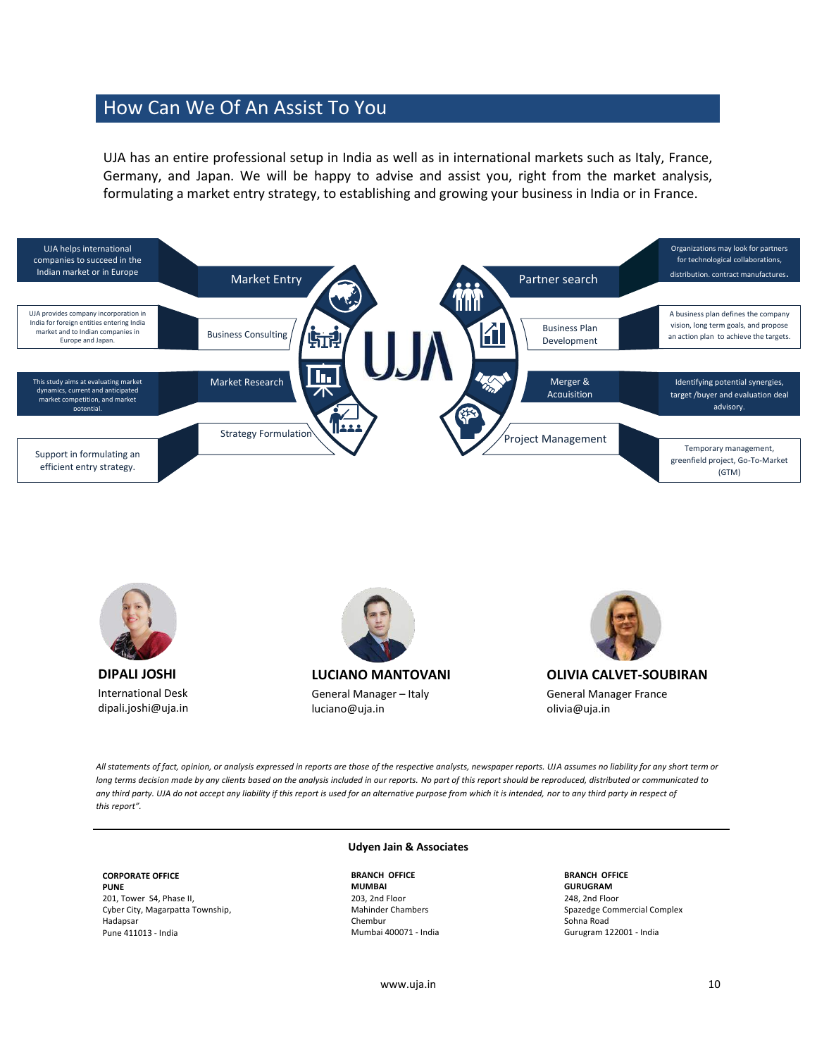## How Can We Of An Assist To You

UJA has an entire professional setup in India as well as in international markets such as Italy, France, Germany, and Japan. We will be happy to advise and assist you, right from the market analysis, formulating a market entry strategy, to establishing and growing your business in India or in France.

UJA helps international companies to succeed in the Indian market or in Europe

Market Entry

UJA provides company incorporation in India for foreign entities entering India market and to Indian companies in Europe and Japan.

Business Consulting

This study aims at evaluating market dynamics, current and anticipated market competition, and market potential.

Market Research

Support in formulating an efficient entry strategy.

Strategy Formulation

UJA

Partner search

Organizations may look for partners for technological collaborations, distribution. contract manufactures.

Business Plan Development

A business plan defines the company vision, long term goals, and propose an action plan to achieve the targets.

Merger & Acquisition

Identifying potential synergies, target /buyer and evaluation deal advisory.

Project Management

Temporary management, greenfield project, Go-To-Market (GTM)

**DIPALI JOSHI**
International Desk
dipali.joshi@uja.in

**LUCIANO MANTOVANI**
General Manager – Italy
luciano@uja.in

**OLIVIA CALVET-SOUBIRAN**
General Manager France
olivia@uja.in

*All statements of fact, opinion, or analysis expressed in reports are those of the respective analysts, newspaper reports. UJA assumes no liability for any short term or long terms decision made by any clients based on the analysis included in our reports. No part of this report should be reproduced, distributed or communicated to any third party. UJA do not accept any liability if this report is used for an alternative purpose from which it is intended, nor to any third party in respect of this report".*

**Udyen Jain & Associates**

**CORPORATE OFFICE**
**PUNE**
201, Tower S4, Phase II,
Cyber City, Magarpatta Township,
Hadapsar
Pune 411013 - India

**BRANCH OFFICE**
**MUMBAI**
203, 2nd Floor
Mahinder Chambers
Chembur
Mumbai 400071 - India

**BRANCH OFFICE**
**GURUGRAM**
248, 2nd Floor
Spazedge Commercial Complex
Sohna Road
Gurugram 122001 - India

www.uja.in